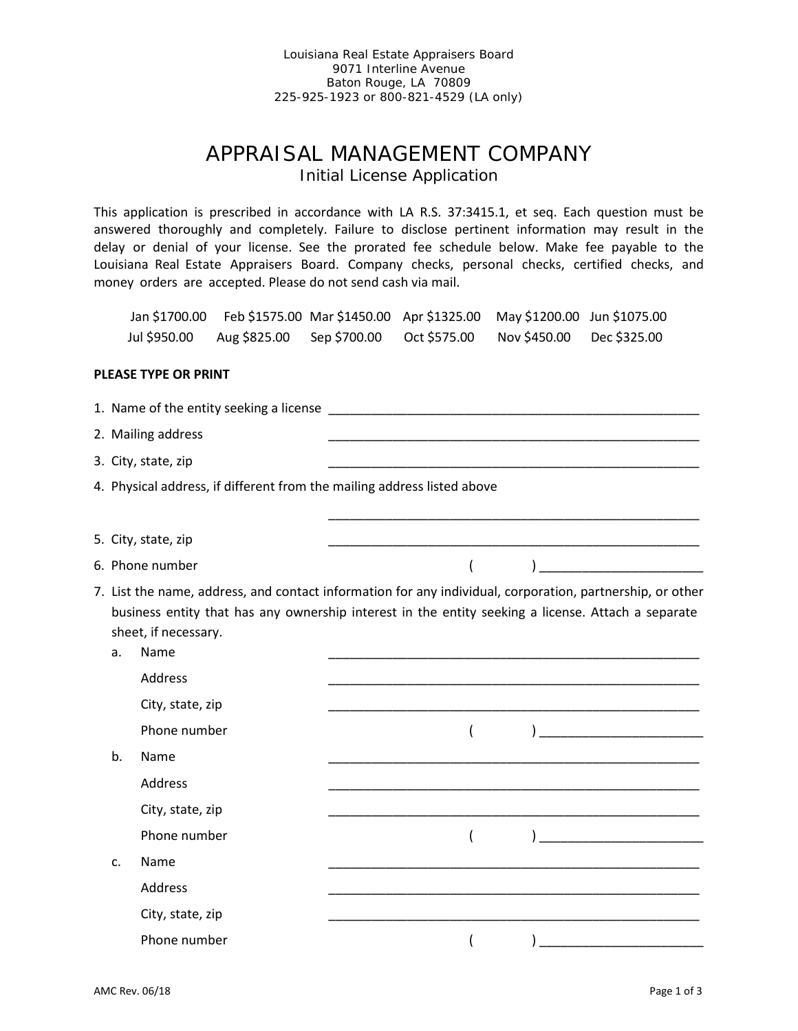Louisiana Real Estate Appraisers Board
9071 Interline Avenue
Baton Rouge, LA 70809
225-925-1923 or 800-821-4529 (LA only)

# APPRAISAL MANAGEMENT COMPANY

## Initial License Application

This application is prescribed in accordance with LA R.S. 37:3415.1, et seq. Each question must be answered thoroughly and completely. Failure to disclose pertinent information may result in the delay or denial of your license. See the prorated fee schedule below. Make fee payable to the Louisiana Real Estate Appraisers Board. Company checks, personal checks, certified checks, and money orders are accepted. Please do not send cash via mail.

| | | | | | |
|---|---|---|---|---|---|
| Jan $1700.00 | Feb $1575.00 | Mar $1450.00 | Apr $1325.00 | May $1200.00 | Jun $1075.00 |
| Jul $950.00 | Aug $825.00 | Sep $700.00 | Oct $575.00 | Nov $450.00 | Dec $325.00 |

**PLEASE TYPE OR PRINT**

1. Name of the entity seeking a license ______________________________
2. Mailing address ______________________________
3. City, state, zip ______________________________
4. Physical address, if different from the mailing address listed above

   ______________________________
5. City, state, zip ______________________________
6. Phone number ( ) ______________________
7. List the name, address, and contact information for any individual, corporation, partnership, or other business entity that has any ownership interest in the entity seeking a license. Attach a separate sheet, if necessary.
   a. Name ______________________________

      Address ______________________________

      City, state, zip ______________________________

      Phone number ( ) ______________________
   b. Name ______________________________

      Address ______________________________

      City, state, zip ______________________________

      Phone number ( ) ______________________
   c. Name ______________________________

      Address ______________________________

      City, state, zip ______________________________

      Phone number ( ) ______________________

AMC Rev. 06/18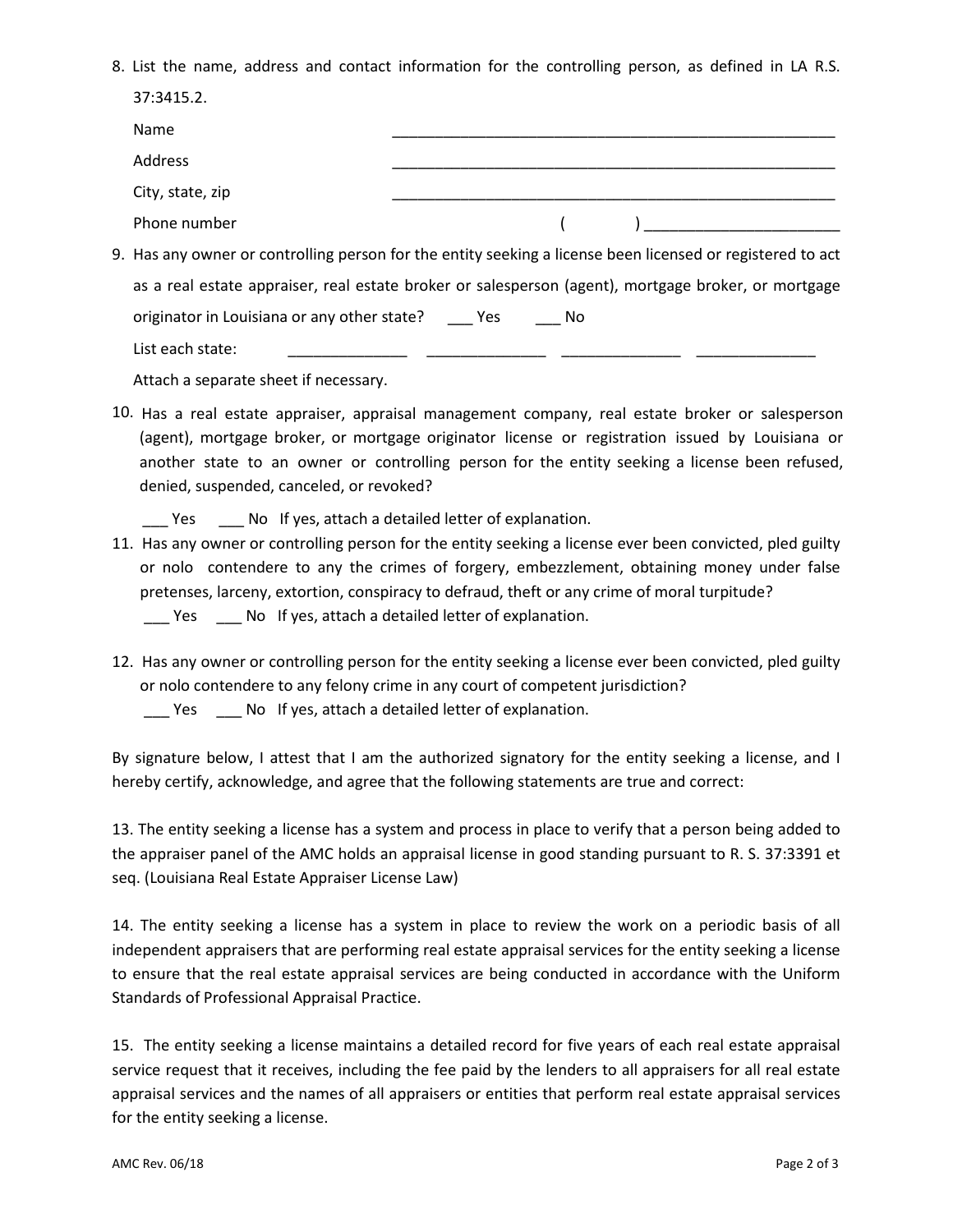8. List the name, address and contact information for the controlling person, as defined in LA R.S. 37:3415.2.

   Name _______________________________________________________

   Address _______________________________________________________

   City, state, zip _______________________________________________________

   Phone number ( ) _______________________

9. Has any owner or controlling person for the entity seeking a license been licensed or registered to act as a real estate appraiser, real estate broker or salesperson (agent), mortgage broker, or mortgage originator in Louisiana or any other state? ___ Yes ___ No

   List each state: ______________ ______________ ______________ ______________

   Attach a separate sheet if necessary.

10. Has a real estate appraiser, appraisal management company, real estate broker or salesperson (agent), mortgage broker, or mortgage originator license or registration issued by Louisiana or another state to an owner or controlling person for the entity seeking a license been refused, denied, suspended, canceled, or revoked?

    ___ Yes ___ No If yes, attach a detailed letter of explanation.

11. Has any owner or controlling person for the entity seeking a license ever been convicted, pled guilty or nolo contendere to any the crimes of forgery, embezzlement, obtaining money under false pretenses, larceny, extortion, conspiracy to defraud, theft or any crime of moral turpitude?

    ___ Yes ___ No If yes, attach a detailed letter of explanation.

12. Has any owner or controlling person for the entity seeking a license ever been convicted, pled guilty or nolo contendere to any felony crime in any court of competent jurisdiction?

    ___ Yes ___ No If yes, attach a detailed letter of explanation.

By signature below, I attest that I am the authorized signatory for the entity seeking a license, and I hereby certify, acknowledge, and agree that the following statements are true and correct:

13. The entity seeking a license has a system and process in place to verify that a person being added to the appraiser panel of the AMC holds an appraisal license in good standing pursuant to R. S. 37:3391 et seq. (Louisiana Real Estate Appraiser License Law)

14. The entity seeking a license has a system in place to review the work on a periodic basis of all independent appraisers that are performing real estate appraisal services for the entity seeking a license to ensure that the real estate appraisal services are being conducted in accordance with the Uniform Standards of Professional Appraisal Practice.

15. The entity seeking a license maintains a detailed record for five years of each real estate appraisal service request that it receives, including the fee paid by the lenders to all appraisers for all real estate appraisal services and the names of all appraisers or entities that perform real estate appraisal services for the entity seeking a license.

AMC Rev. 06/18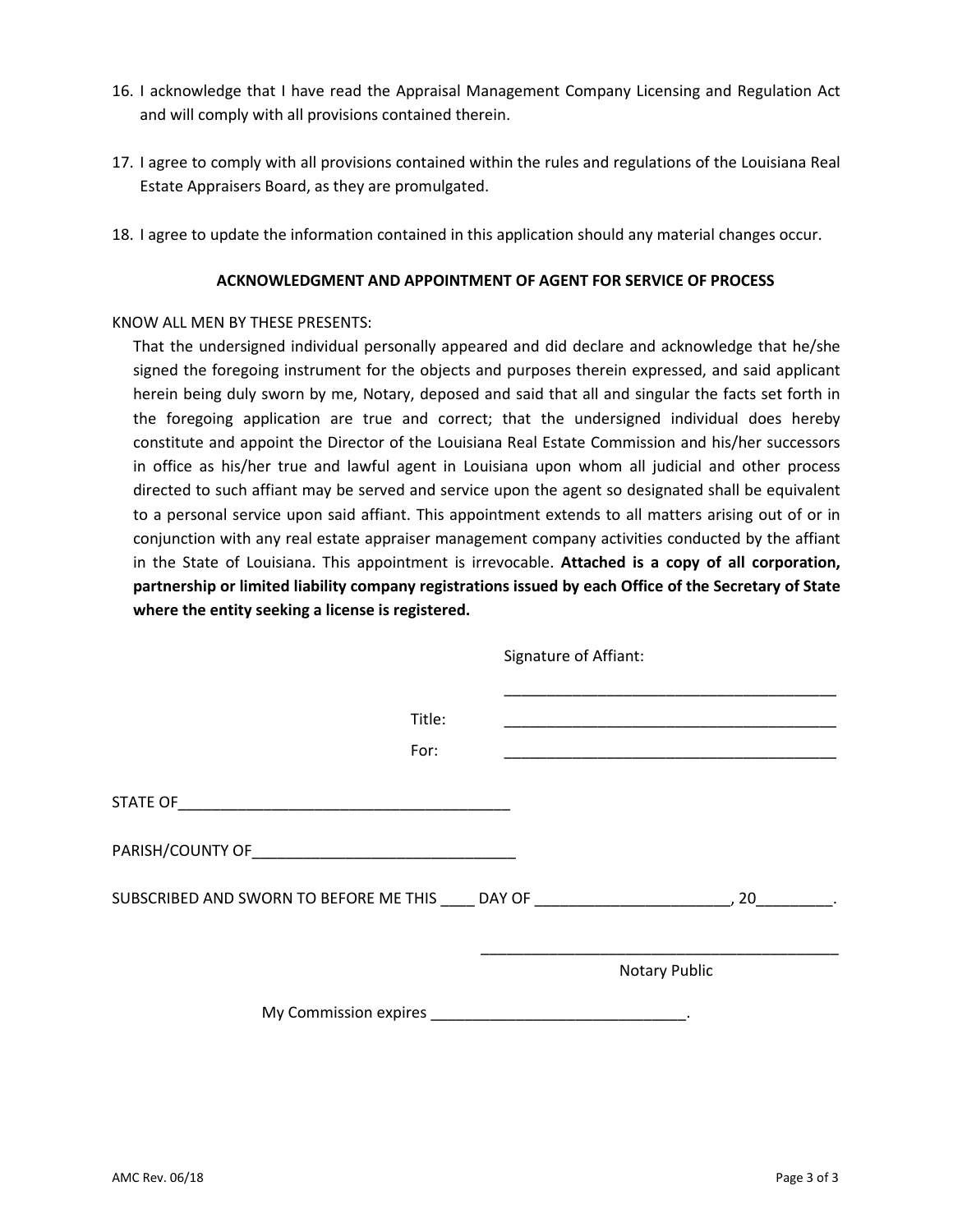16. I acknowledge that I have read the Appraisal Management Company Licensing and Regulation Act and will comply with all provisions contained therein.

17. I agree to comply with all provisions contained within the rules and regulations of the Louisiana Real Estate Appraisers Board, as they are promulgated.

18. I agree to update the information contained in this application should any material changes occur.

**ACKNOWLEDGMENT AND APPOINTMENT OF AGENT FOR SERVICE OF PROCESS**

KNOW ALL MEN BY THESE PRESENTS:

That the undersigned individual personally appeared and did declare and acknowledge that he/she signed the foregoing instrument for the objects and purposes therein expressed, and said applicant herein being duly sworn by me, Notary, deposed and said that all and singular the facts set forth in the foregoing application are true and correct; that the undersigned individual does hereby constitute and appoint the Director of the Louisiana Real Estate Commission and his/her successors in office as his/her true and lawful agent in Louisiana upon whom all judicial and other process directed to such affiant may be served and service upon the agent so designated shall be equivalent to a personal service upon said affiant. This appointment extends to all matters arising out of or in conjunction with any real estate appraiser management company activities conducted by the affiant in the State of Louisiana. This appointment is irrevocable. **Attached is a copy of all corporation, partnership or limited liability company registrations issued by each Office of the Secretary of State where the entity seeking a license is registered.**

Signature of Affiant:

________________________________________

Title: ________________________________________

For: ________________________________________

STATE OF________________________________________

PARISH/COUNTY OF________________________________

SUBSCRIBED AND SWORN TO BEFORE ME THIS ____ DAY OF ________________________, 20_________.

________________________________________
Notary Public

My Commission expires ______________________________.